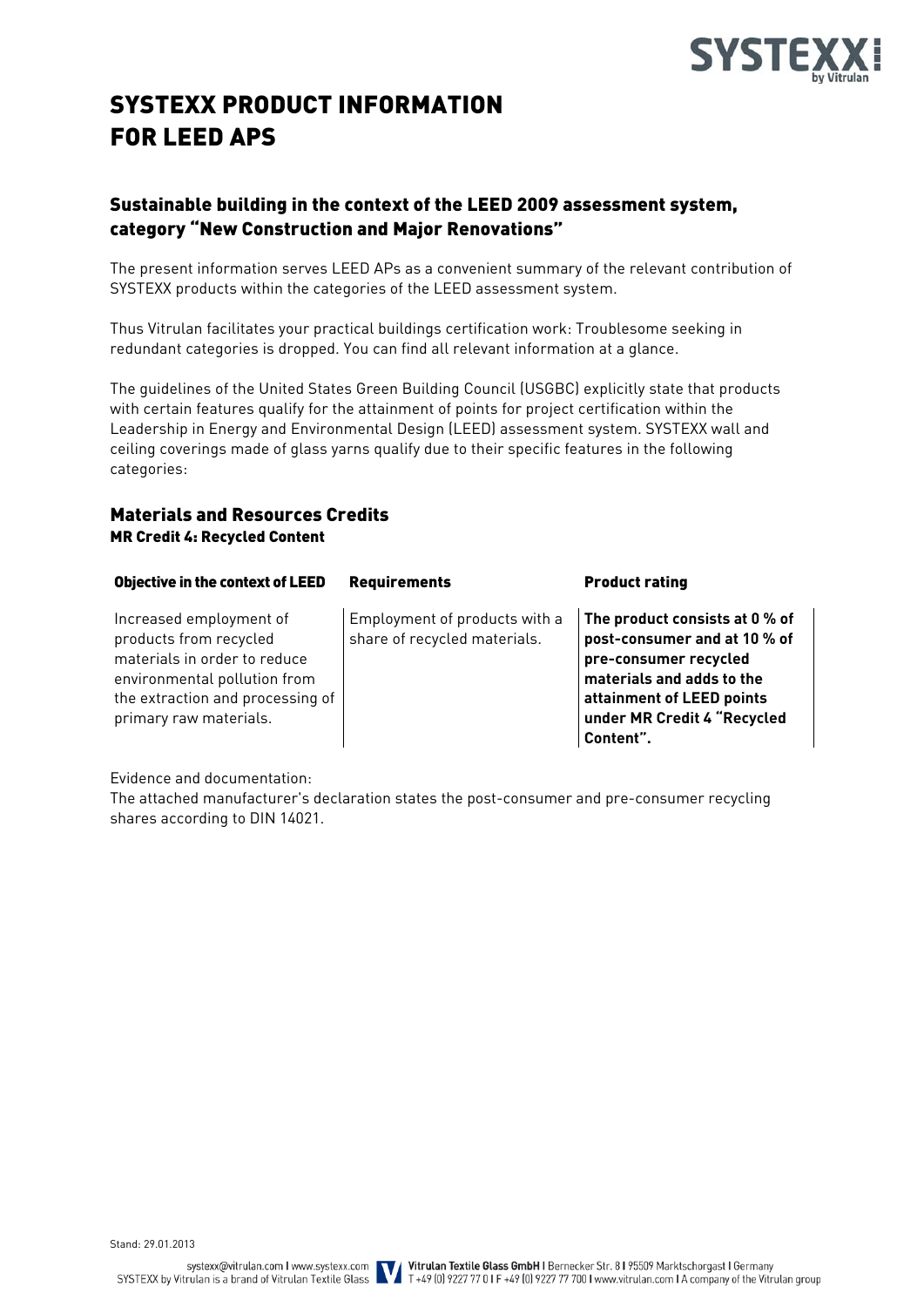# SYSTEXX PRODUCT INFORMATION FOR LEED APS

## Sustainable building in the context of the LEED 2009 assessment system, category "New Construction and Major Renovations"

The present information serves LEED APs as a convenient summary of the relevant contribution of SYSTEXX products within the categories of the LEED assessment system.

Thus Vitrulan facilitates your practical buildings certification work: Troublesome seeking in redundant categories is dropped. You can find all relevant information at a glance.

The guidelines of the United States Green Building Council (USGBC) explicitly state that products with certain features qualify for the attainment of points for project certification within the Leadership in Energy and Environmental Design (LEED) assessment system. SYSTEXX wall and ceiling coverings made of glass yarns qualify due to their specific features in the following categories:

## Materials and Resources Credits

### MR Credit 4: Recycled Content

| Objective in the context of LEED | Requirements | Product rating |
| --- | --- | --- |
| Increased employment of products from recycled materials in order to reduce environmental pollution from the extraction and processing of primary raw materials. | Employment of products with a share of recycled materials. | **The product consists at 0 % of post-consumer and at 10 % of pre-consumer recycled materials and adds to the attainment of LEED points under MR Credit 4 "Recycled Content".** |

Evidence and documentation:
The attached manufacturer's declaration states the post-consumer and pre-consumer recycling shares according to DIN 14021.

Stand: 29.01.2013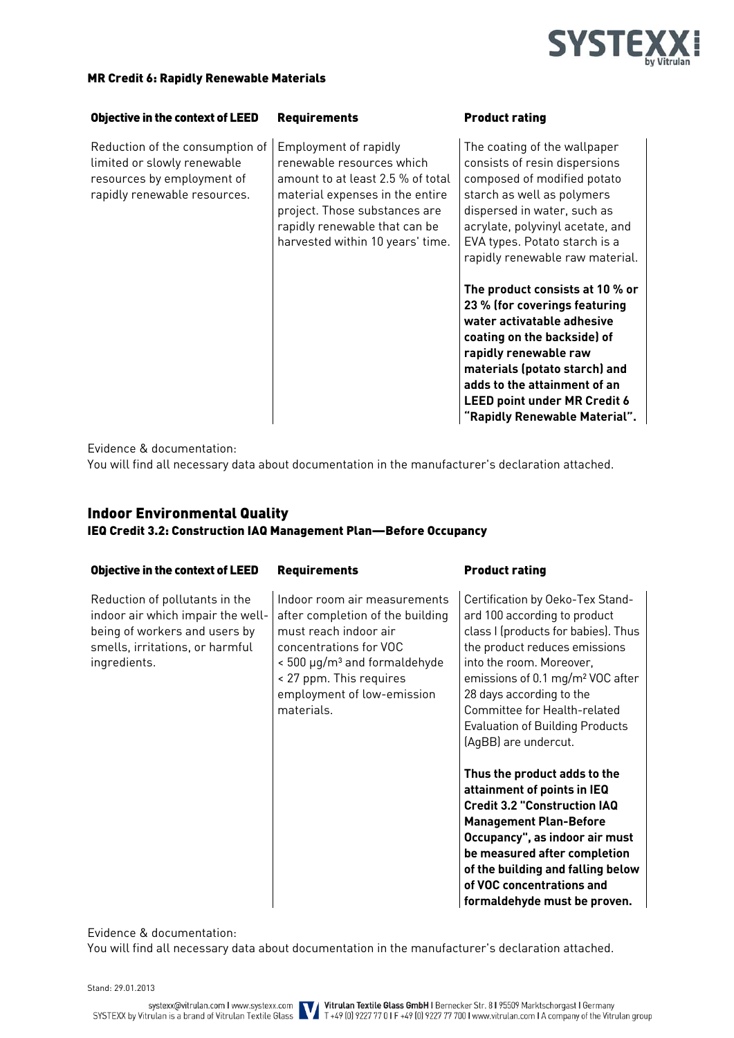**MR Credit 6: Rapidly Renewable Materials**

| Objective in the context of LEED | Requirements | Product rating |
|---|---|---|
| Reduction of the consumption of limited or slowly renewable resources by employment of rapidly renewable resources. | Employment of rapidly renewable resources which amount to at least 2.5 % of total material expenses in the entire project. Those substances are rapidly renewable that can be harvested within 10 years' time. | The coating of the wallpaper consists of resin dispersions composed of modified potato starch as well as polymers dispersed in water, such as acrylate, polyvinyl acetate, and EVA types. Potato starch is a rapidly renewable raw material.<br><br>**The product consists at 10 % or 23 % (for coverings featuring water activatable adhesive coating on the backside) of rapidly renewable raw materials (potato starch) and adds to the attainment of an LEED point under MR Credit 6 "Rapidly Renewable Material".** |

Evidence & documentation:
You will find all necessary data about documentation in the manufacturer's declaration attached.

## Indoor Environmental Quality

**IEQ Credit 3.2: Construction IAQ Management Plan—Before Occupancy**

| Objective in the context of LEED | Requirements | Product rating |
|---|---|---|
| Reduction of pollutants in the indoor air which impair the well-being of workers and users by smells, irritations, or harmful ingredients. | Indoor room air measurements after completion of the building must reach indoor air concentrations for VOC < 500 µg/m³ and formaldehyde < 27 ppm. This requires employment of low-emission materials. | Certification by Oeko-Tex Standard 100 according to product class I (products for babies). Thus the product reduces emissions into the room. Moreover, emissions of 0.1 mg/m² VOC after 28 days according to the Committee for Health-related Evaluation of Building Products (AgBB) are undercut.<br><br>**Thus the product adds to the attainment of points in IEQ Credit 3.2 "Construction IAQ Management Plan-Before Occupancy", as indoor air must be measured after completion of the building and falling below of VOC concentrations and formaldehyde must be proven.** |

Evidence & documentation:
You will find all necessary data about documentation in the manufacturer's declaration attached.

Stand: 29.01.2013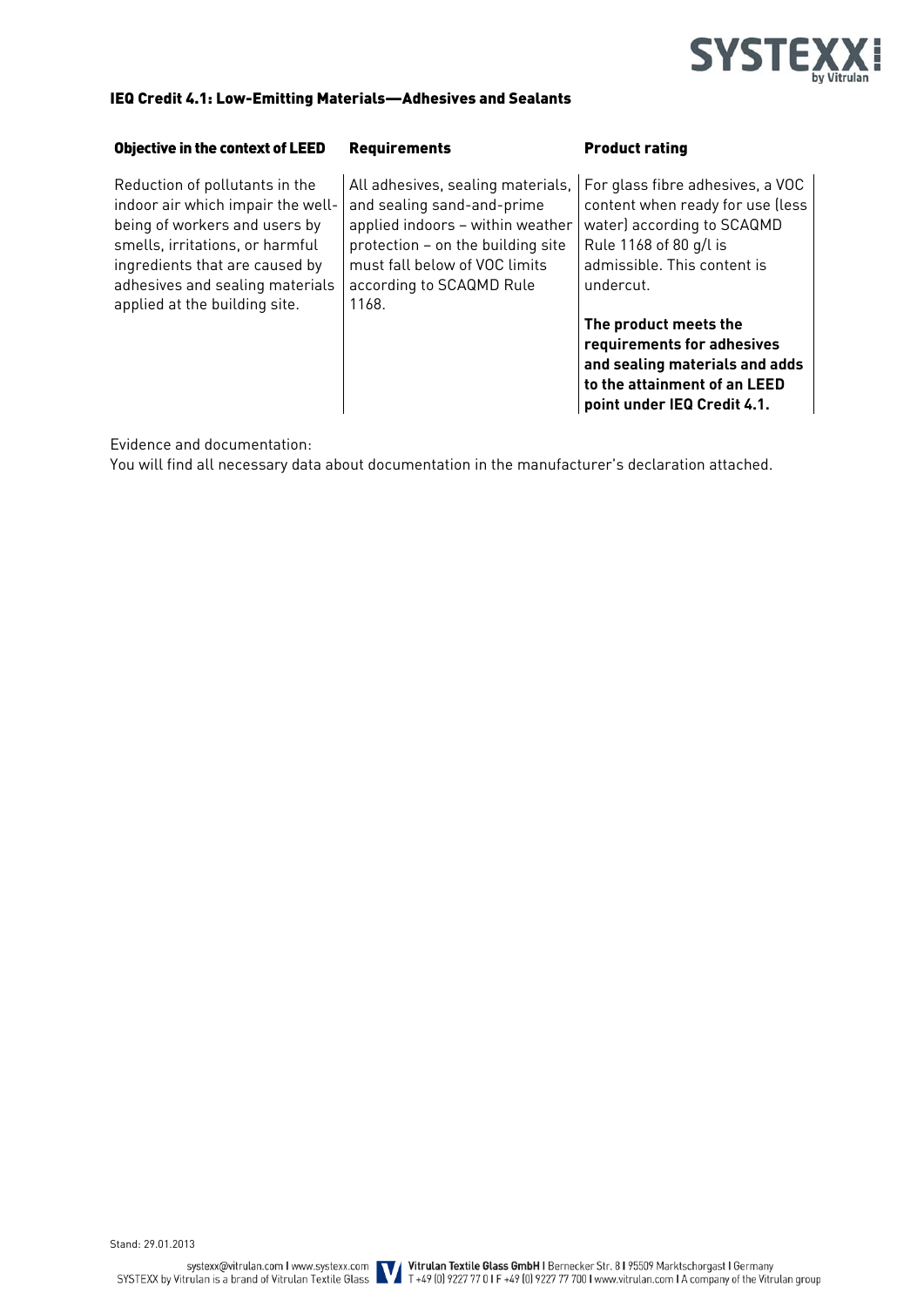### IEQ Credit 4.1: Low-Emitting Materials—Adhesives and Sealants

| Objective in the context of LEED | Requirements | Product rating |
|---|---|---|
| Reduction of pollutants in the indoor air which impair the well-being of workers and users by smells, irritations, or harmful ingredients that are caused by adhesives and sealing materials applied at the building site. | All adhesives, sealing materials, and sealing sand-and-prime applied indoors – within weather protection – on the building site must fall below of VOC limits according to SCAQMD Rule 1168. | For glass fibre adhesives, a VOC content when ready for use (less water) according to SCAQMD Rule 1168 of 80 g/l is admissible. This content is undercut.<br><br>**The product meets the requirements for adhesives and sealing materials and adds to the attainment of an LEED point under IEQ Credit 4.1.** |

Evidence and documentation:
You will find all necessary data about documentation in the manufacturer's declaration attached.

Stand: 29.01.2013